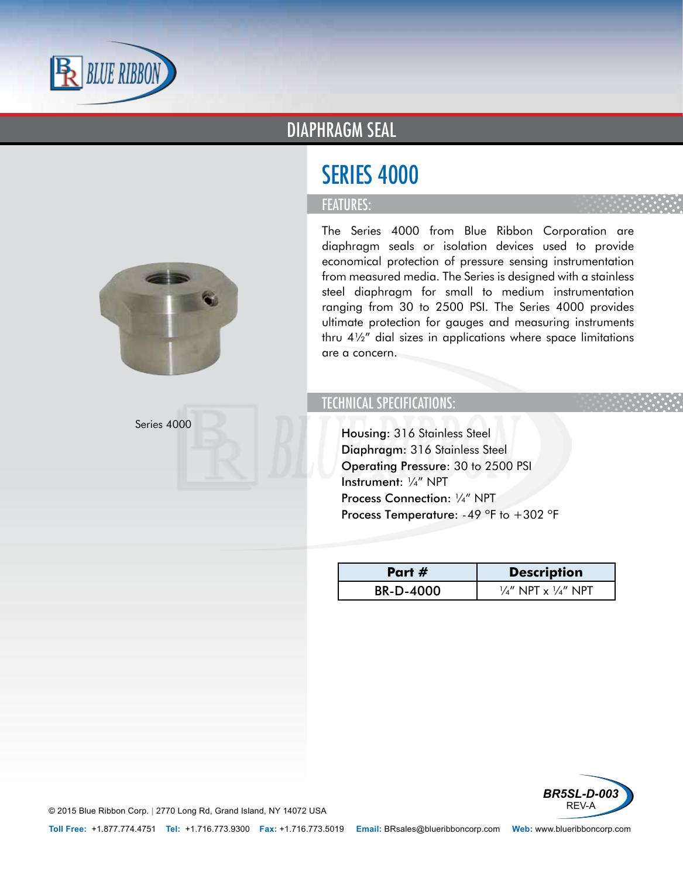# DIAPHRAGM SEAL

Series 4000

## SERIES 4000

### FEATURES:

The Series 4000 from Blue Ribbon Corporation are diaphragm seals or isolation devices used to provide economical protection of pressure sensing instrumentation from measured media. The Series is designed with a stainless steel diaphragm for small to medium instrumentation ranging from 30 to 2500 PSI. The Series 4000 provides ultimate protection for gauges and measuring instruments thru 4½" dial sizes in applications where space limitations are a concern.

### TECHNICAL SPECIFICATIONS:

**Housing**: 316 Stainless Steel
**Diaphragm**: 316 Stainless Steel
**Operating Pressure**: 30 to 2500 PSI
**Instrument**: ¼" NPT
**Process Connection**: ¼" NPT
**Process Temperature**: -49 °F to +302 °F

| Part # | Description |
|---|---|
| BR-D-4000 | ¼" NPT x ¼" NPT |

BR5SL-D-003
REV-A

© 2015 Blue Ribbon Corp. | 2770 Long Rd, Grand Island, NY 14072 USA

**Toll Free:** +1.877.774.4751 **Tel:** +1.716.773.9300 **Fax:** +1.716.773.5019 **Email:** BRsales@blueribboncorp.com **Web:** www.blueribboncorp.com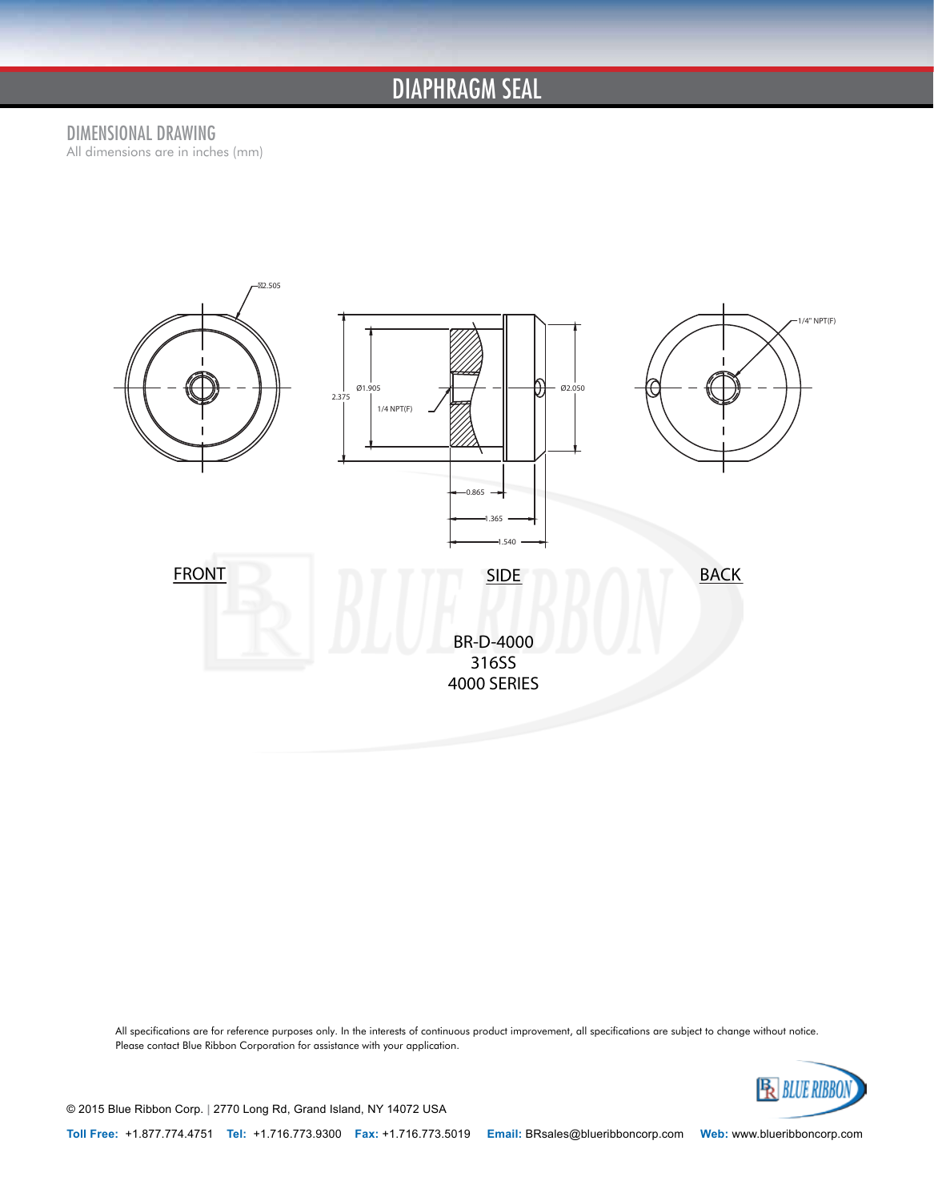# DIAPHRAGM SEAL

## DIMENSIONAL DRAWING

All dimensions are in inches (mm)

Ø2.505

Ø1.905

2.375

1/4 NPT(F)

Ø2.050

0.865

1.365

1.540

1/4" NPT(F)

FRONT

SIDE

BACK

BR-D-4000
316SS
4000 SERIES

All specifications are for reference purposes only. In the interests of continuous product improvement, all specifications are subject to change without notice. Please contact Blue Ribbon Corporation for assistance with your application.

© 2015 Blue Ribbon Corp. | 2770 Long Rd, Grand Island, NY 14072 USA

**Toll Free:** +1.877.774.4751 **Tel:** +1.716.773.9300 **Fax:** +1.716.773.5019 **Email:** BRsales@blueribboncorp.com **Web:** www.blueribboncorp.com